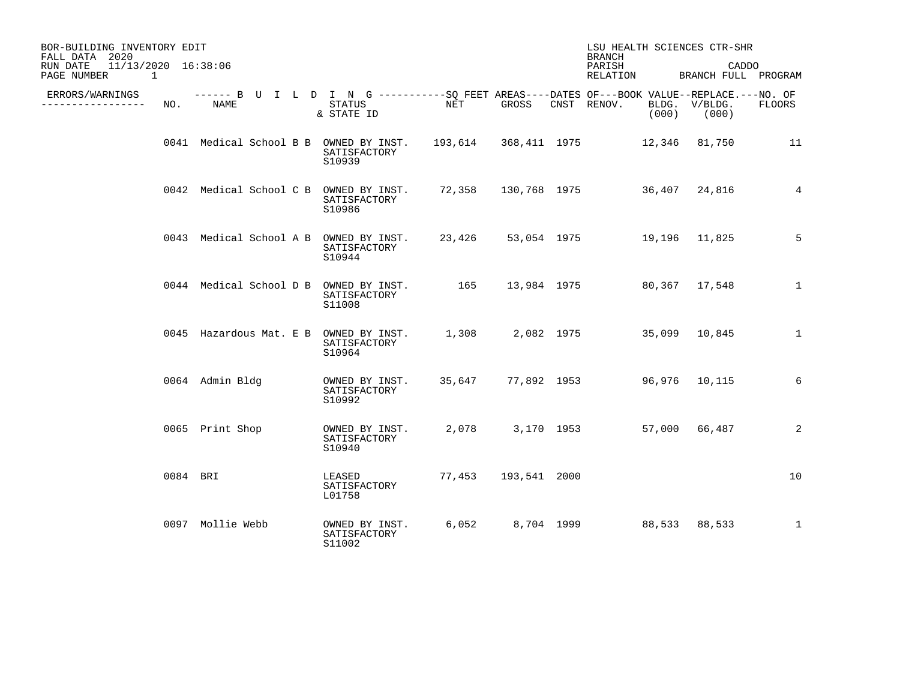BOR-BUILDING INVENTORY EDIT
FALL DATA 2020
RUN DATE 11/13/2020 16:38:06
PAGE NUMBER 1

LSU HEALTH SCIENCES CTR-SHR
BRANCH
PARISH CADDO
RELATION BRANCH FULL PROGRAM

| ERRORS/WARNINGS | NO. | NAME | STATUS & STATE ID | NET | GROSS | CNST | RENOV. | BLDG. (000) | V/BLDG. (000) | NO. OF FLOORS |
|---|---|---|---|---|---|---|---|---|---|---|
| | 0041 | Medical School B B | OWNED BY INST. SATISFACTORY S10939 | 193,614 | 368,411 | 1975 | | 12,346 | 81,750 | 11 |
| | 0042 | Medical School C B | OWNED BY INST. SATISFACTORY S10986 | 72,358 | 130,768 | 1975 | | 36,407 | 24,816 | 4 |
| | 0043 | Medical School A B | OWNED BY INST. SATISFACTORY S10944 | 23,426 | 53,054 | 1975 | | 19,196 | 11,825 | 5 |
| | 0044 | Medical School D B | OWNED BY INST. SATISFACTORY S11008 | 165 | 13,984 | 1975 | | 80,367 | 17,548 | 1 |
| | 0045 | Hazardous Mat. E B | OWNED BY INST. SATISFACTORY S10964 | 1,308 | 2,082 | 1975 | | 35,099 | 10,845 | 1 |
| | 0064 | Admin Bldg | OWNED BY INST. SATISFACTORY S10992 | 35,647 | 77,892 | 1953 | | 96,976 | 10,115 | 6 |
| | 0065 | Print Shop | OWNED BY INST. SATISFACTORY S10940 | 2,078 | 3,170 | 1953 | | 57,000 | 66,487 | 2 |
| | 0084 | BRI | LEASED SATISFACTORY L01758 | 77,453 | 193,541 | 2000 | | | | 10 |
| | 0097 | Mollie Webb | OWNED BY INST. SATISFACTORY S11002 | 6,052 | 8,704 | 1999 | | 88,533 | 88,533 | 1 |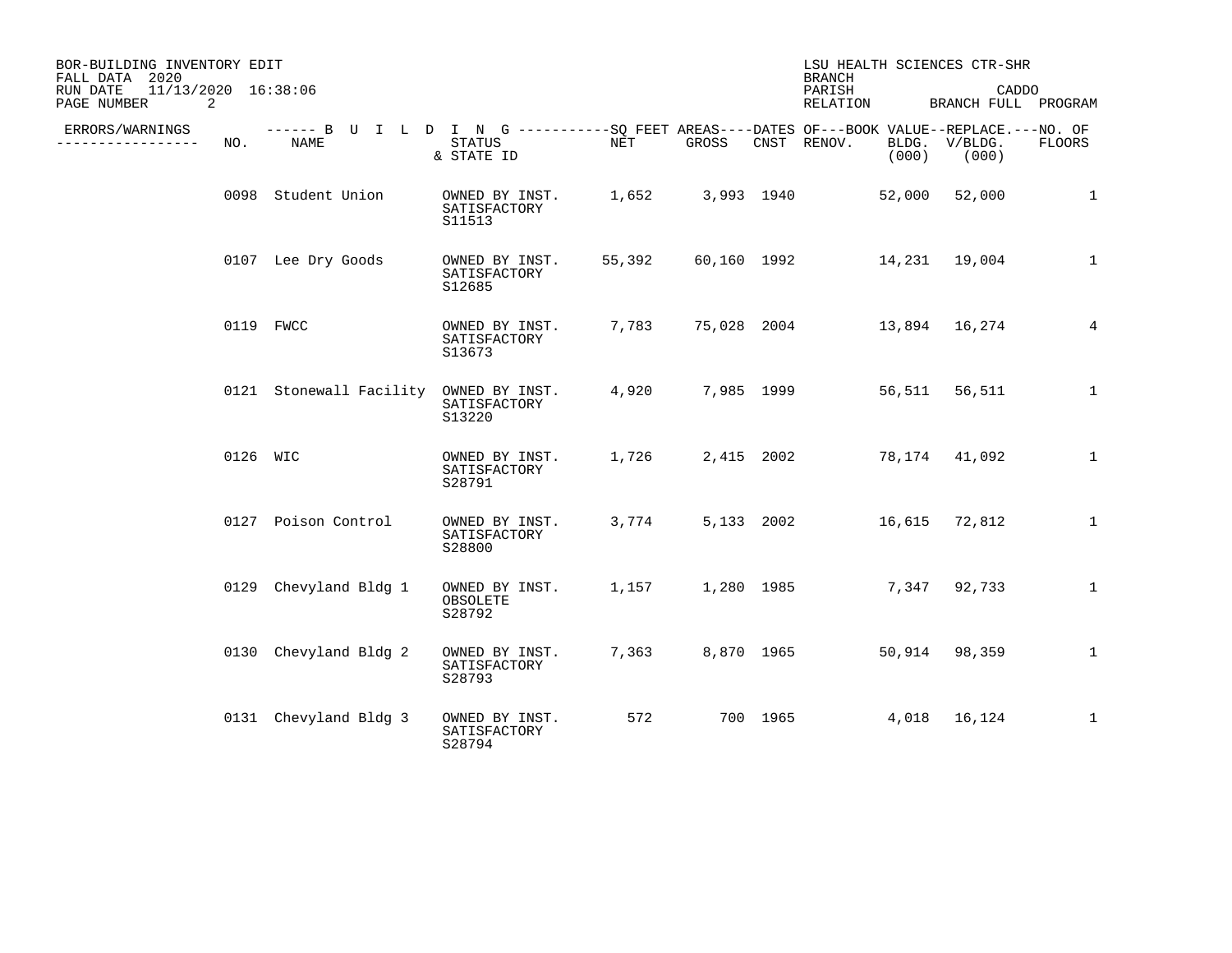BOR-BUILDING INVENTORY EDIT
FALL DATA 2020
RUN DATE 11/13/2020 16:38:06

LSU HEALTH SCIENCES CTR-SHR
BRANCH
PARISH CADDO
RELATION BRANCH FULL PROGRAM

| ERRORS/WARNINGS | NO. | NAME | STATUS & STATE ID | NET | GROSS | CNST | RENOV. | BLDG. (000) | REPLACE. V/BLDG. (000) | NO. OF FLOORS |
|---|---|---|---|---|---|---|---|---|---|---|
| | 0098 | Student Union | OWNED BY INST. SATISFACTORY S11513 | 1,652 | 3,993 | 1940 | | 52,000 | 52,000 | 1 |
| | 0107 | Lee Dry Goods | OWNED BY INST. SATISFACTORY S12685 | 55,392 | 60,160 | 1992 | | 14,231 | 19,004 | 1 |
| | 0119 | FWCC | OWNED BY INST. SATISFACTORY S13673 | 7,783 | 75,028 | 2004 | | 13,894 | 16,274 | 4 |
| | 0121 | Stonewall Facility | OWNED BY INST. SATISFACTORY S13220 | 4,920 | 7,985 | 1999 | | 56,511 | 56,511 | 1 |
| | 0126 | WIC | OWNED BY INST. SATISFACTORY S28791 | 1,726 | 2,415 | 2002 | | 78,174 | 41,092 | 1 |
| | 0127 | Poison Control | OWNED BY INST. SATISFACTORY S28800 | 3,774 | 5,133 | 2002 | | 16,615 | 72,812 | 1 |
| | 0129 | Chevyland Bldg 1 | OWNED BY INST. OBSOLETE S28792 | 1,157 | 1,280 | 1985 | | 7,347 | 92,733 | 1 |
| | 0130 | Chevyland Bldg 2 | OWNED BY INST. SATISFACTORY S28793 | 7,363 | 8,870 | 1965 | | 50,914 | 98,359 | 1 |
| | 0131 | Chevyland Bldg 3 | OWNED BY INST. SATISFACTORY S28794 | 572 | 700 | 1965 | | 4,018 | 16,124 | 1 |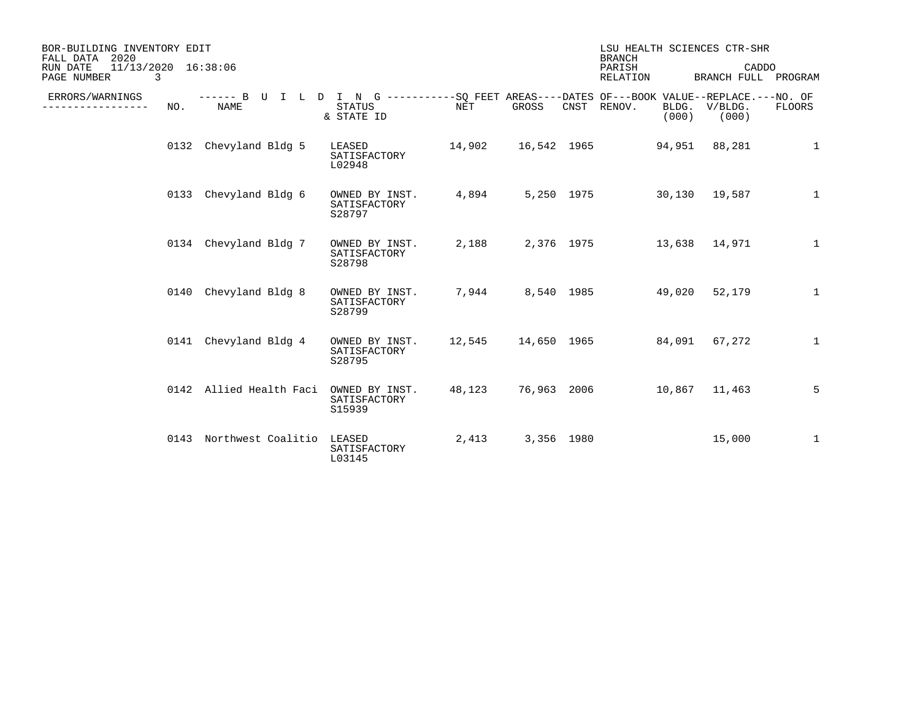BOR-BUILDING INVENTORY EDIT
FALL DATA 2020
RUN DATE 11/13/2020 16:38:06
PAGE NUMBER 3

LSU HEALTH SCIENCES CTR-SHR
BRANCH
PARISH CADDO
RELATION BRANCH FULL PROGRAM

| ERRORS/WARNINGS | NO. | NAME | STATUS & STATE ID | NET | GROSS | CNST | RENOV. | BOOK VALUE BLDG. (000) | REPLACE. V/BLDG. (000) | NO. OF FLOORS |
|---|---|---|---|---|---|---|---|---|---|---|
| | 0132 | Chevyland Bldg 5 | LEASED SATISFACTORY L02948 | 14,902 | 16,542 | 1965 | | 94,951 | 88,281 | 1 |
| | 0133 | Chevyland Bldg 6 | OWNED BY INST. SATISFACTORY S28797 | 4,894 | 5,250 | 1975 | | 30,130 | 19,587 | 1 |
| | 0134 | Chevyland Bldg 7 | OWNED BY INST. SATISFACTORY S28798 | 2,188 | 2,376 | 1975 | | 13,638 | 14,971 | 1 |
| | 0140 | Chevyland Bldg 8 | OWNED BY INST. SATISFACTORY S28799 | 7,944 | 8,540 | 1985 | | 49,020 | 52,179 | 1 |
| | 0141 | Chevyland Bldg 4 | OWNED BY INST. SATISFACTORY S28795 | 12,545 | 14,650 | 1965 | | 84,091 | 67,272 | 1 |
| | 0142 | Allied Health Faci | OWNED BY INST. SATISFACTORY S15939 | 48,123 | 76,963 | 2006 | | 10,867 | 11,463 | 5 |
| | 0143 | Northwest Coalitio | LEASED SATISFACTORY L03145 | 2,413 | 3,356 | 1980 | | | 15,000 | 1 |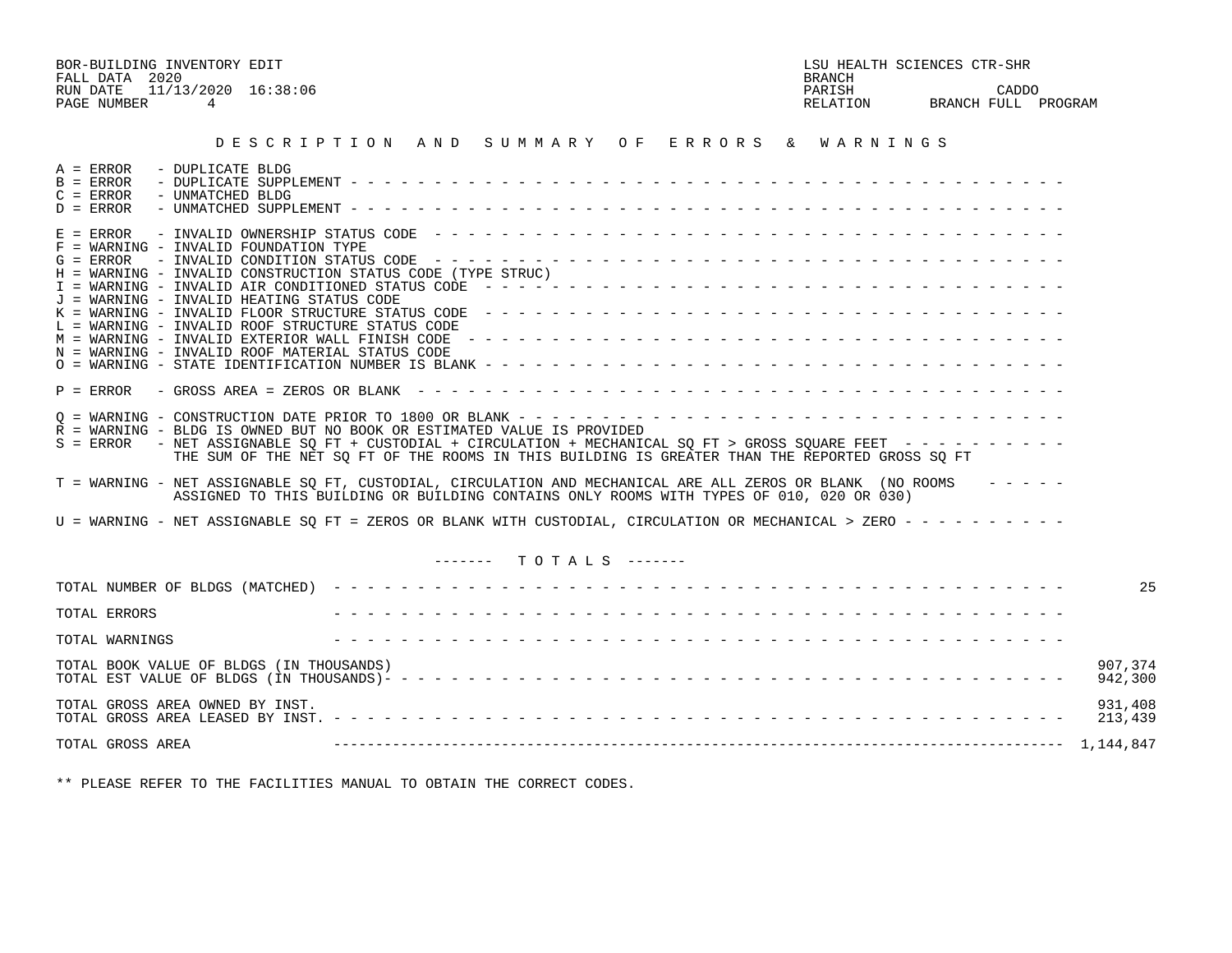BOR-BUILDING INVENTORY EDIT
FALL DATA 2020
RUN DATE 11/13/2020 16:38:06
PAGE NUMBER 4

LSU HEALTH SCIENCES CTR-SHR
BRANCH
PARISH CADDO
RELATION BRANCH FULL PROGRAM

## DESCRIPTION AND SUMMARY OF ERRORS & WARNINGS

A = ERROR - DUPLICATE BLDG
B = ERROR - DUPLICATE SUPPLEMENT
C = ERROR - UNMATCHED BLDG
D = ERROR - UNMATCHED SUPPLEMENT

E = ERROR - INVALID OWNERSHIP STATUS CODE
F = WARNING - INVALID FOUNDATION TYPE
G = ERROR - INVALID CONDITION STATUS CODE
H = WARNING - INVALID CONSTRUCTION STATUS CODE (TYPE STRUC)
I = WARNING - INVALID AIR CONDITIONED STATUS CODE
J = WARNING - INVALID HEATING STATUS CODE
K = WARNING - INVALID FLOOR STRUCTURE STATUS CODE
L = WARNING - INVALID ROOF STRUCTURE STATUS CODE
M = WARNING - INVALID EXTERIOR WALL FINISH CODE
N = WARNING - INVALID ROOF MATERIAL STATUS CODE
O = WARNING - STATE IDENTIFICATION NUMBER IS BLANK

P = ERROR - GROSS AREA = ZEROS OR BLANK

Q = WARNING - CONSTRUCTION DATE PRIOR TO 1800 OR BLANK
R = WARNING - BLDG IS OWNED BUT NO BOOK OR ESTIMATED VALUE IS PROVIDED
S = ERROR - NET ASSIGNABLE SQ FT + CUSTODIAL + CIRCULATION + MECHANICAL SQ FT > GROSS SQUARE FEET
THE SUM OF THE NET SQ FT OF THE ROOMS IN THIS BUILDING IS GREATER THAN THE REPORTED GROSS SQ FT

T = WARNING - NET ASSIGNABLE SQ FT, CUSTODIAL, CIRCULATION AND MECHANICAL ARE ALL ZEROS OR BLANK (NO ROOMS ASSIGNED TO THIS BUILDING OR BUILDING CONTAINS ONLY ROOMS WITH TYPES OF 010, 020 OR 030)

U = WARNING - NET ASSIGNABLE SQ FT = ZEROS OR BLANK WITH CUSTODIAL, CIRCULATION OR MECHANICAL > ZERO

## ------- TOTALS -------

| | |
|---|---|
| TOTAL NUMBER OF BLDGS (MATCHED) | 25 |
| TOTAL ERRORS | |
| TOTAL WARNINGS | |
| TOTAL BOOK VALUE OF BLDGS (IN THOUSANDS) | 907,374 |
| TOTAL EST VALUE OF BLDGS (IN THOUSANDS) | 942,300 |
| TOTAL GROSS AREA OWNED BY INST. | 931,408 |
| TOTAL GROSS AREA LEASED BY INST. | 213,439 |
| TOTAL GROSS AREA | 1,144,847 |

** PLEASE REFER TO THE FACILITIES MANUAL TO OBTAIN THE CORRECT CODES.